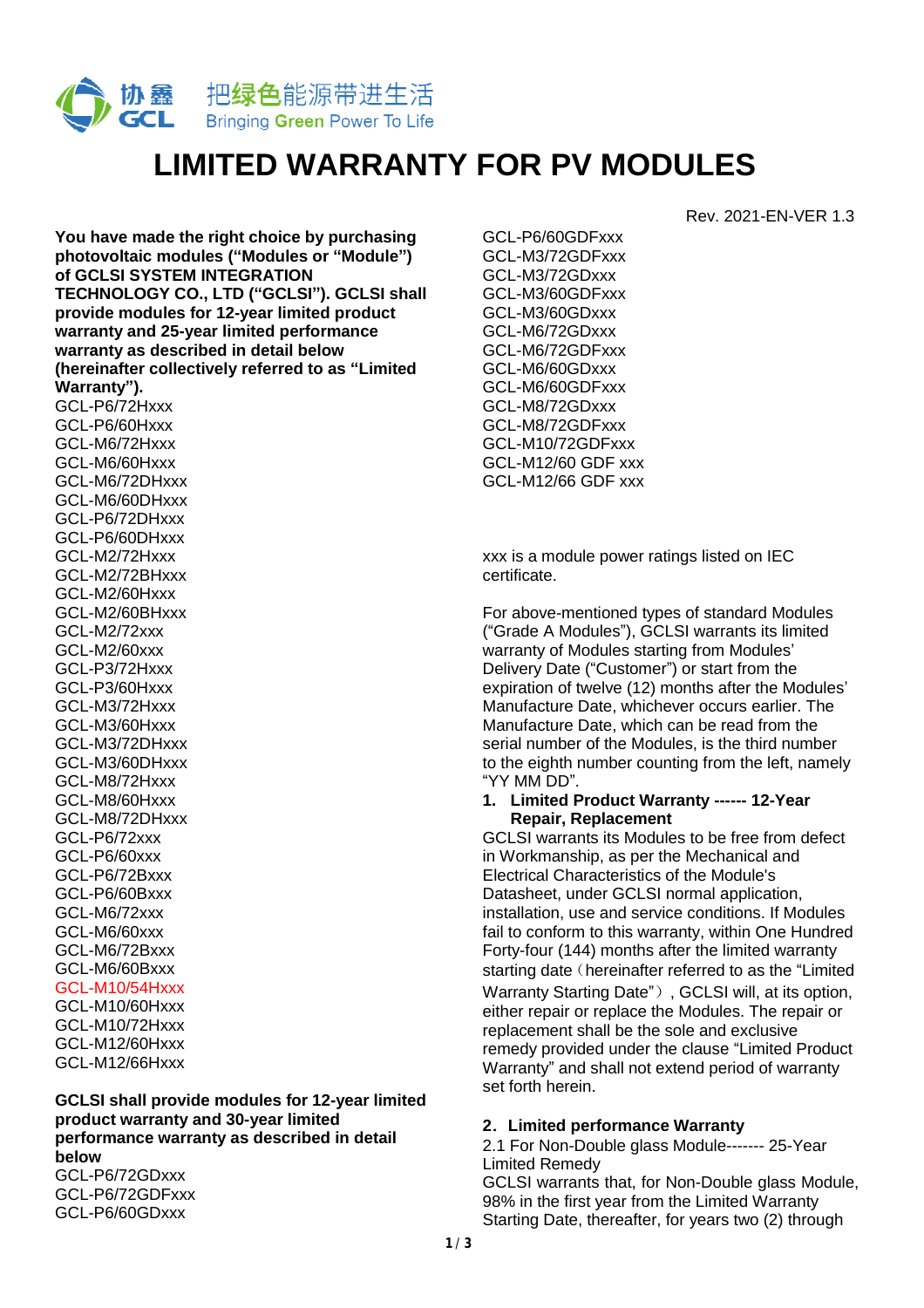协鑫 GCL 把绿色能源带进生活 Bringing Green Power To Life

# LIMITED WARRANTY FOR PV MODULES

Rev. 2021-EN-VER 1.3

**You have made the right choice by purchasing photovoltaic modules ("Modules or "Module") of GCLSI SYSTEM INTEGRATION TECHNOLOGY CO., LTD ("GCLSI"). GCLSI shall provide modules for 12-year limited product warranty and 25-year limited performance warranty as described in detail below (hereinafter collectively referred to as "Limited Warranty").**

GCL-P6/72Hxxx
GCL-P6/60Hxxx
GCL-M6/72Hxxx
GCL-M6/60Hxxx
GCL-M6/72DHxxx
GCL-M6/60DHxxx
GCL-P6/72DHxxx
GCL-P6/60DHxxx
GCL-M2/72Hxxx
GCL-M2/72BHxxx
GCL-M2/60Hxxx
GCL-M2/60BHxxx
GCL-M2/72xxx
GCL-M2/60xxx
GCL-P3/72Hxxx
GCL-P3/60Hxxx
GCL-M3/72Hxxx
GCL-M3/60Hxxx
GCL-M3/72DHxxx
GCL-M3/60DHxxx
GCL-M8/72Hxxx
GCL-M8/60Hxxx
GCL-M8/72DHxxx
GCL-P6/72xxx
GCL-P6/60xxx
GCL-P6/72Bxxx
GCL-P6/60Bxxx
GCL-M6/72xxx
GCL-M6/60xxx
GCL-M6/72Bxxx
GCL-M6/60Bxxx
GCL-M10/54Hxxx
GCL-M10/60Hxxx
GCL-M10/72Hxxx
GCL-M12/60Hxxx
GCL-M12/66Hxxx

**GCLSI shall provide modules for 12-year limited product warranty and 30-year limited performance warranty as described in detail below**

GCL-P6/72GDxxx
GCL-P6/72GDFxxx
GCL-P6/60GDxxx
GCL-P6/60GDFxxx
GCL-M3/72GDFxxx
GCL-M3/72GDxxx
GCL-M3/60GDFxxx
GCL-M3/60GDxxx
GCL-M6/72GDxxx
GCL-M6/72GDFxxx
GCL-M6/60GDxxx
GCL-M6/60GDFxxx
GCL-M8/72GDxxx
GCL-M8/72GDFxxx
GCL-M10/72GDFxxx
GCL-M12/60 GDF xxx
GCL-M12/66 GDF xxx

xxx is a module power ratings listed on IEC certificate.

For above-mentioned types of standard Modules ("Grade A Modules"), GCLSI warrants its limited warranty of Modules starting from Modules' Delivery Date ("Customer") or start from the expiration of twelve (12) months after the Modules' Manufacture Date, whichever occurs earlier. The Manufacture Date, which can be read from the serial number of the Modules, is the third number to the eighth number counting from the left, namely "YY MM DD".

1. **Limited Product Warranty ------ 12-Year Repair, Replacement**

GCLSI warrants its Modules to be free from defect in Workmanship, as per the Mechanical and Electrical Characteristics of the Module's Datasheet, under GCLSI normal application, installation, use and service conditions. If Modules fail to conform to this warranty, within One Hundred Forty-four (144) months after the limited warranty starting date（hereinafter referred to as the "Limited Warranty Starting Date"）, GCLSI will, at its option, either repair or replace the Modules. The repair or replacement shall be the sole and exclusive remedy provided under the clause "Limited Product Warranty" and shall not extend period of warranty set forth herein.

**2. Limited performance Warranty**

2.1 For Non-Double glass Module------- 25-Year Limited Remedy

GCLSI warrants that, for Non-Double glass Module, 98% in the first year from the Limited Warranty Starting Date, thereafter, for years two (2) through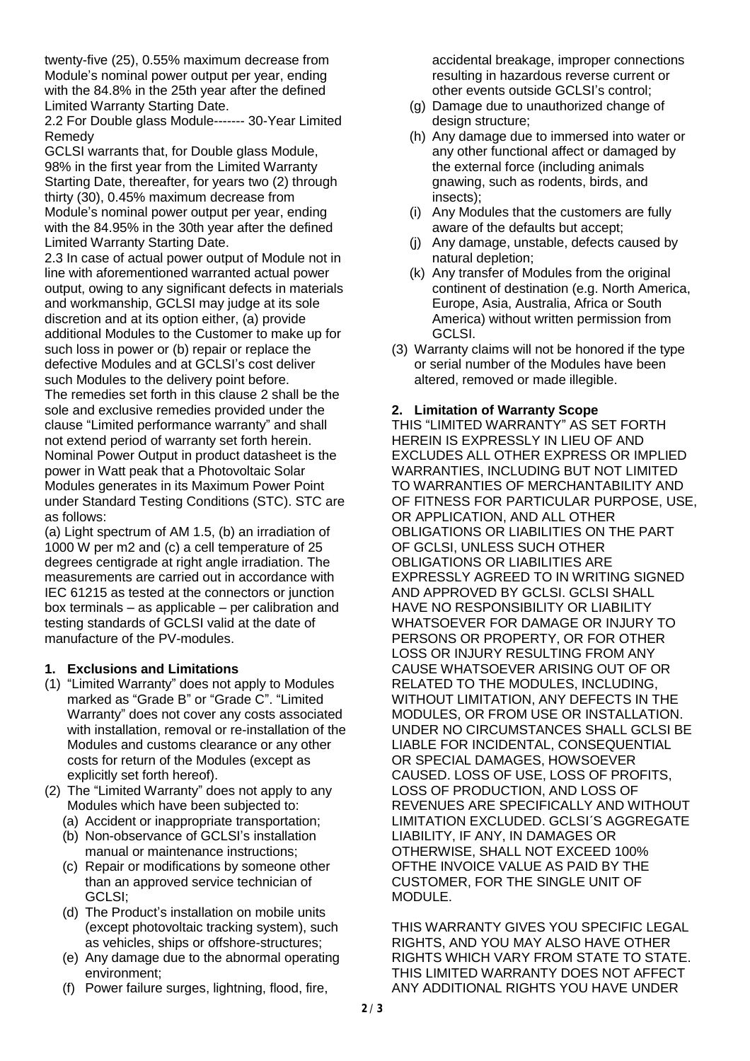twenty-five (25), 0.55% maximum decrease from Module's nominal power output per year, ending with the 84.8% in the 25th year after the defined Limited Warranty Starting Date.

2.2 For Double glass Module------- 30-Year Limited Remedy

GCLSI warrants that, for Double glass Module, 98% in the first year from the Limited Warranty Starting Date, thereafter, for years two (2) through thirty (30), 0.45% maximum decrease from Module's nominal power output per year, ending with the 84.95% in the 30th year after the defined Limited Warranty Starting Date.

2.3 In case of actual power output of Module not in line with aforementioned warranted actual power output, owing to any significant defects in materials and workmanship, GCLSI may judge at its sole discretion and at its option either, (a) provide additional Modules to the Customer to make up for such loss in power or (b) repair or replace the defective Modules and at GCLSI's cost deliver such Modules to the delivery point before.

The remedies set forth in this clause 2 shall be the sole and exclusive remedies provided under the clause "Limited performance warranty" and shall not extend period of warranty set forth herein. Nominal Power Output in product datasheet is the power in Watt peak that a Photovoltaic Solar Modules generates in its Maximum Power Point under Standard Testing Conditions (STC). STC are as follows:

(a) Light spectrum of AM 1.5, (b) an irradiation of 1000 W per m2 and (c) a cell temperature of 25 degrees centigrade at right angle irradiation. The measurements are carried out in accordance with IEC 61215 as tested at the connectors or junction box terminals – as applicable – per calibration and testing standards of GCLSI valid at the date of manufacture of the PV-modules.

## 1. Exclusions and Limitations

(1) "Limited Warranty" does not apply to Modules marked as "Grade B" or "Grade C". "Limited Warranty" does not cover any costs associated with installation, removal or re-installation of the Modules and customs clearance or any other costs for return of the Modules (except as explicitly set forth hereof).

(2) The "Limited Warranty" does not apply to any Modules which have been subjected to:
   - (a) Accident or inappropriate transportation;
   - (b) Non-observance of GCLSI's installation manual or maintenance instructions;
   - (c) Repair or modifications by someone other than an approved service technician of GCLSI;
   - (d) The Product's installation on mobile units (except photovoltaic tracking system), such as vehicles, ships or offshore-structures;
   - (e) Any damage due to the abnormal operating environment;
   - (f) Power failure surges, lightning, flood, fire, accidental breakage, improper connections resulting in hazardous reverse current or other events outside GCLSI's control;
   - (g) Damage due to unauthorized change of design structure;
   - (h) Any damage due to immersed into water or any other functional affect or damaged by the external force (including animals gnawing, such as rodents, birds, and insects);
   - (i) Any Modules that the customers are fully aware of the defaults but accept;
   - (j) Any damage, unstable, defects caused by natural depletion;
   - (k) Any transfer of Modules from the original continent of destination (e.g. North America, Europe, Asia, Australia, Africa or South America) without written permission from GCLSI.

(3) Warranty claims will not be honored if the type or serial number of the Modules have been altered, removed or made illegible.

## 2. Limitation of Warranty Scope

THIS "LIMITED WARRANTY" AS SET FORTH HEREIN IS EXPRESSLY IN LIEU OF AND EXCLUDES ALL OTHER EXPRESS OR IMPLIED WARRANTIES, INCLUDING BUT NOT LIMITED TO WARRANTIES OF MERCHANTABILITY AND OF FITNESS FOR PARTICULAR PURPOSE, USE, OR APPLICATION, AND ALL OTHER OBLIGATIONS OR LIABILITIES ON THE PART OF GCLSI, UNLESS SUCH OTHER OBLIGATIONS OR LIABILITIES ARE EXPRESSLY AGREED TO IN WRITING SIGNED AND APPROVED BY GCLSI. GCLSI SHALL HAVE NO RESPONSIBILITY OR LIABILITY WHATSOEVER FOR DAMAGE OR INJURY TO PERSONS OR PROPERTY, OR FOR OTHER LOSS OR INJURY RESULTING FROM ANY CAUSE WHATSOEVER ARISING OUT OF OR RELATED TO THE MODULES, INCLUDING, WITHOUT LIMITATION, ANY DEFECTS IN THE MODULES, OR FROM USE OR INSTALLATION. UNDER NO CIRCUMSTANCES SHALL GCLSI BE LIABLE FOR INCIDENTAL, CONSEQUENTIAL OR SPECIAL DAMAGES, HOWSOEVER CAUSED. LOSS OF USE, LOSS OF PROFITS, LOSS OF PRODUCTION, AND LOSS OF REVENUES ARE SPECIFICALLY AND WITHOUT LIMITATION EXCLUDED. GCLSI´S AGGREGATE LIABILITY, IF ANY, IN DAMAGES OR OTHERWISE, SHALL NOT EXCEED 100% OFTHE INVOICE VALUE AS PAID BY THE CUSTOMER, FOR THE SINGLE UNIT OF MODULE.

THIS WARRANTY GIVES YOU SPECIFIC LEGAL RIGHTS, AND YOU MAY ALSO HAVE OTHER RIGHTS WHICH VARY FROM STATE TO STATE. THIS LIMITED WARRANTY DOES NOT AFFECT ANY ADDITIONAL RIGHTS YOU HAVE UNDER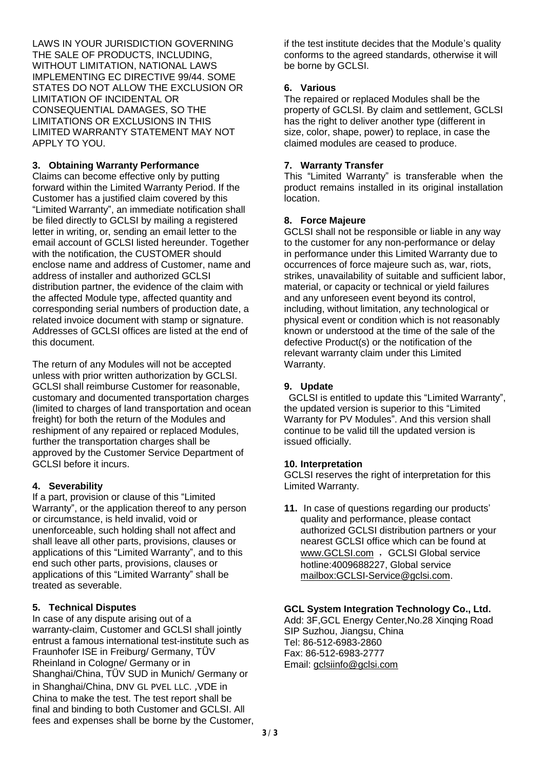LAWS IN YOUR JURISDICTION GOVERNING THE SALE OF PRODUCTS, INCLUDING, WITHOUT LIMITATION, NATIONAL LAWS IMPLEMENTING EC DIRECTIVE 99/44. SOME STATES DO NOT ALLOW THE EXCLUSION OR LIMITATION OF INCIDENTAL OR CONSEQUENTIAL DAMAGES, SO THE LIMITATIONS OR EXCLUSIONS IN THIS LIMITED WARRANTY STATEMENT MAY NOT APPLY TO YOU.

### 3. Obtaining Warranty Performance

Claims can become effective only by putting forward within the Limited Warranty Period. If the Customer has a justified claim covered by this "Limited Warranty", an immediate notification shall be filed directly to GCLSI by mailing a registered letter in writing, or, sending an email letter to the email account of GCLSI listed hereunder. Together with the notification, the CUSTOMER should enclose name and address of Customer, name and address of installer and authorized GCLSI distribution partner, the evidence of the claim with the affected Module type, affected quantity and corresponding serial numbers of production date, a related invoice document with stamp or signature. Addresses of GCLSI offices are listed at the end of this document.

The return of any Modules will not be accepted unless with prior written authorization by GCLSI. GCLSI shall reimburse Customer for reasonable, customary and documented transportation charges (limited to charges of land transportation and ocean freight) for both the return of the Modules and reshipment of any repaired or replaced Modules, further the transportation charges shall be approved by the Customer Service Department of GCLSI before it incurs.

### 4. Severability

If a part, provision or clause of this "Limited Warranty", or the application thereof to any person or circumstance, is held invalid, void or unenforceable, such holding shall not affect and shall leave all other parts, provisions, clauses or applications of this "Limited Warranty", and to this end such other parts, provisions, clauses or applications of this "Limited Warranty" shall be treated as severable.

### 5. Technical Disputes

In case of any dispute arising out of a warranty-claim, Customer and GCLSI shall jointly entrust a famous international test-institute such as Fraunhofer ISE in Freiburg/ Germany, TÜV Rheinland in Cologne/ Germany or in Shanghai/China, TÜV SUD in Munich/ Germany or in Shanghai/China, DNV GL PVEL LLC. ,VDE in China to make the test. The test report shall be final and binding to both Customer and GCLSI. All fees and expenses shall be borne by the Customer, if the test institute decides that the Module's quality conforms to the agreed standards, otherwise it will be borne by GCLSI.

### 6. Various

The repaired or replaced Modules shall be the property of GCLSI. By claim and settlement, GCLSI has the right to deliver another type (different in size, color, shape, power) to replace, in case the claimed modules are ceased to produce.

### 7. Warranty Transfer

This "Limited Warranty" is transferable when the product remains installed in its original installation location.

### 8. Force Majeure

GCLSI shall not be responsible or liable in any way to the customer for any non-performance or delay in performance under this Limited Warranty due to occurrences of force majeure such as, war, riots, strikes, unavailability of suitable and sufficient labor, material, or capacity or technical or yield failures and any unforeseen event beyond its control, including, without limitation, any technological or physical event or condition which is not reasonably known or understood at the time of the sale of the defective Product(s) or the notification of the relevant warranty claim under this Limited Warranty.

### 9. Update

GCLSI is entitled to update this "Limited Warranty", the updated version is superior to this "Limited Warranty for PV Modules". And this version shall continue to be valid till the updated version is issued officially.

### 10. Interpretation

GCLSI reserves the right of interpretation for this Limited Warranty.

**11.** In case of questions regarding our products' quality and performance, please contact authorized GCLSI distribution partners or your nearest GCLSI office which can be found at www.GCLSI.com ， GCLSI Global service hotline:4009688227, Global service mailbox:GCLSI-Service@gclsi.com.

**GCL System Integration Technology Co., Ltd.**
Add: 3F,GCL Energy Center,No.28 Xinqing Road SIP Suzhou, Jiangsu, China
Tel: 86-512-6983-2860
Fax: 86-512-6983-2777
Email: gclsiinfo@gclsi.com